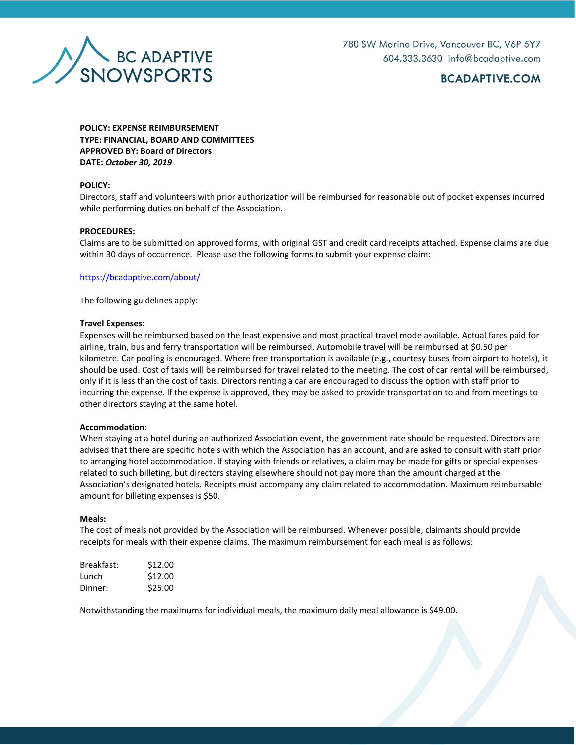BC ADAPTIVE SNOWSPORTS

780 SW Marine Drive, Vancouver BC, V6P 5Y7
604.333.3630 info@bcadaptive.com

**BCADAPTIVE.COM**

**POLICY: EXPENSE REIMBURSEMENT**
**TYPE: FINANCIAL, BOARD AND COMMITTEES**
**APPROVED BY: Board of Directors**
**DATE:** ***October 30, 2019***

**POLICY:**
Directors, staff and volunteers with prior authorization will be reimbursed for reasonable out of pocket expenses incurred while performing duties on behalf of the Association.

**PROCEDURES:**
Claims are to be submitted on approved forms, with original GST and credit card receipts attached. Expense claims are due within 30 days of occurrence. Please use the following forms to submit your expense claim:

https://bcadaptive.com/about/

The following guidelines apply:

**Travel Expenses:**
Expenses will be reimbursed based on the least expensive and most practical travel mode available. Actual fares paid for airline, train, bus and ferry transportation will be reimbursed. Automobile travel will be reimbursed at $0.50 per kilometre. Car pooling is encouraged. Where free transportation is available (e.g., courtesy buses from airport to hotels), it should be used. Cost of taxis will be reimbursed for travel related to the meeting. The cost of car rental will be reimbursed, only if it is less than the cost of taxis. Directors renting a car are encouraged to discuss the option with staff prior to incurring the expense. If the expense is approved, they may be asked to provide transportation to and from meetings to other directors staying at the same hotel.

**Accommodation:**
When staying at a hotel during an authorized Association event, the government rate should be requested. Directors are advised that there are specific hotels with which the Association has an account, and are asked to consult with staff prior to arranging hotel accommodation. If staying with friends or relatives, a claim may be made for gifts or special expenses related to such billeting, but directors staying elsewhere should not pay more than the amount charged at the Association's designated hotels. Receipts must accompany any claim related to accommodation. Maximum reimbursable amount for billeting expenses is $50.

**Meals:**
The cost of meals not provided by the Association will be reimbursed. Whenever possible, claimants should provide receipts for meals with their expense claims. The maximum reimbursement for each meal is as follows:

| | |
|---|---|
| Breakfast: | $12.00 |
| Lunch | $12.00 |
| Dinner: | $25.00 |

Notwithstanding the maximums for individual meals, the maximum daily meal allowance is $49.00.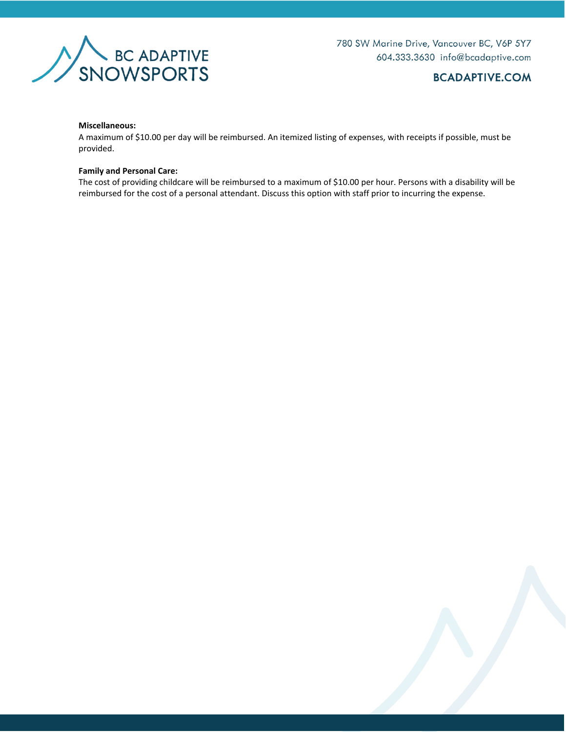**Miscellaneous:**
A maximum of $10.00 per day will be reimbursed. An itemized listing of expenses, with receipts if possible, must be provided.

**Family and Personal Care:**
The cost of providing childcare will be reimbursed to a maximum of $10.00 per hour. Persons with a disability will be reimbursed for the cost of a personal attendant. Discuss this option with staff prior to incurring the expense.